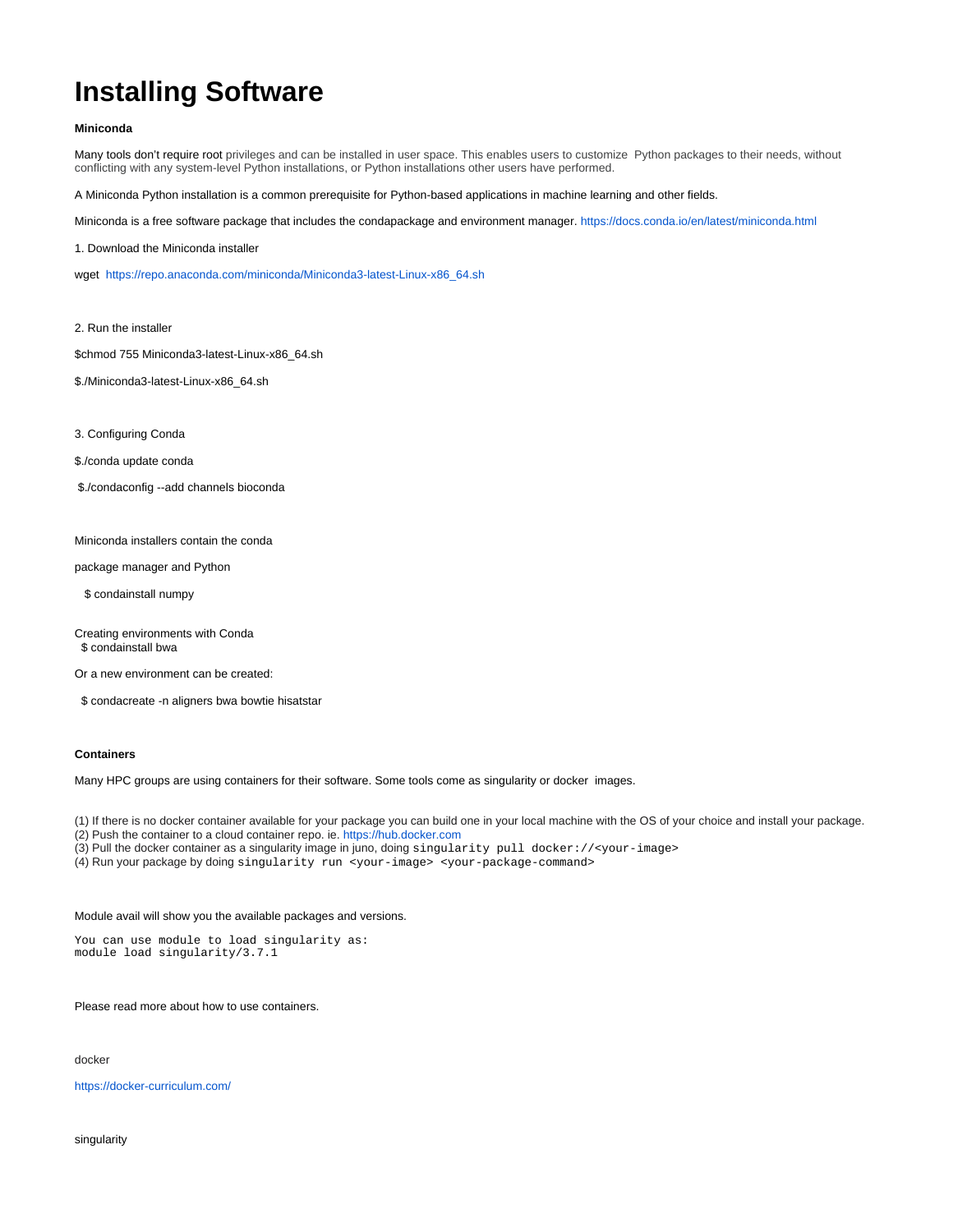# Installing Software

**Miniconda**

Many tools don't require root privileges and can be installed in user space. This enables users to customize  Python packages to their needs, without conflicting with any system-level Python installations, or Python installations other users have performed.

A Miniconda Python installation is a common prerequisite for Python-based applications in machine learning and other fields.

Miniconda is a free software package that includes the condapackage and environment manager. https://docs.conda.io/en/latest/miniconda.html

1. Download the Miniconda installer

wget  https://repo.anaconda.com/miniconda/Miniconda3-latest-Linux-x86_64.sh

2. Run the installer

$chmod 755 Miniconda3-latest-Linux-x86_64.sh

$./Miniconda3-latest-Linux-x86_64.sh

3. Configuring Conda

$./conda update conda

$./condaconfig --add channels bioconda

Miniconda installers contain the conda

package manager and Python

$ condainstall numpy

Creating environments with Conda
$ condainstall bwa

Or a new environment can be created:

$ condacreate -n aligners bwa bowtie hisatstar

**Containers**

Many HPC groups are using containers for their software. Some tools come as singularity or docker  images.

(1) If there is no docker container available for your package you can build one in your local machine with the OS of your choice and install your package.
(2) Push the container to a cloud container repo. ie. https://hub.docker.com
(3) Pull the docker container as a singularity image in juno, doing `singularity pull docker://<your-image>`
(4) Run your package by doing `singularity run <your-image> <your-package-command>`

Module avail will show you the available packages and versions.

```
You can use module to load singularity as:
module load singularity/3.7.1
```

Please read more about how to use containers.

docker

https://docker-curriculum.com/

singularity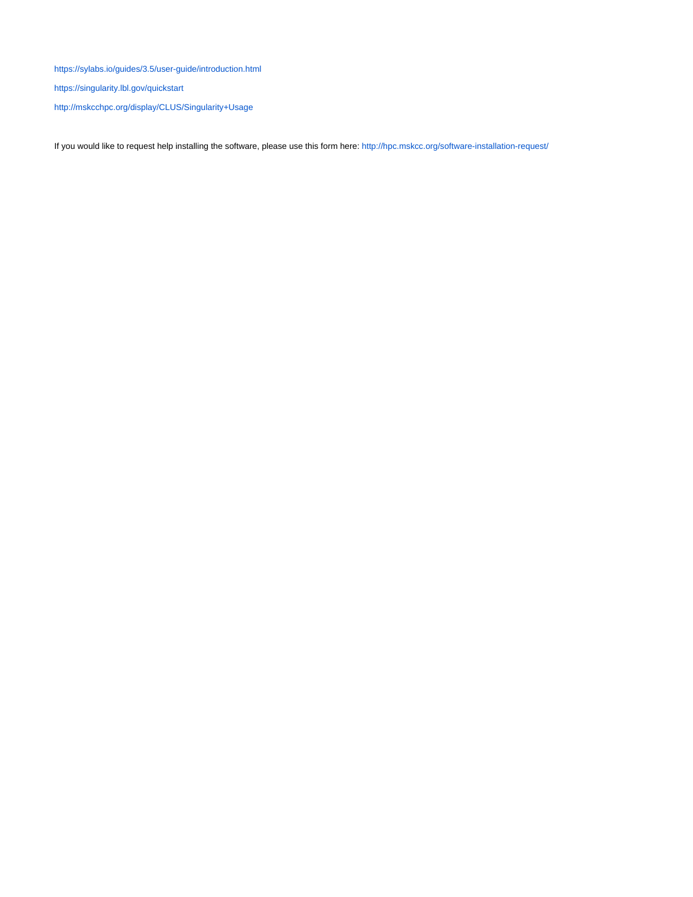https://sylabs.io/guides/3.5/user-guide/introduction.html

https://singularity.lbl.gov/quickstart

http://mskcchpc.org/display/CLUS/Singularity+Usage

If you would like to request help installing the software, please use this form here: http://hpc.mskcc.org/software-installation-request/